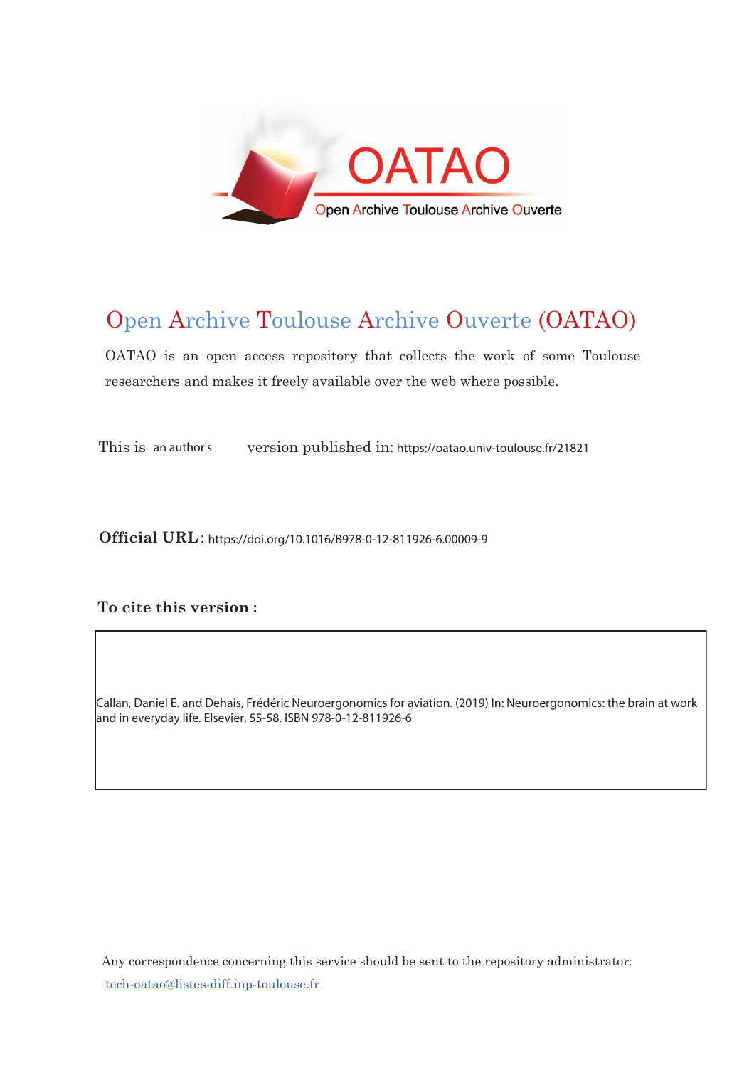OATAO

Open Archive Toulouse Archive Ouverte

# Open Archive Toulouse Archive Ouverte (OATAO)

OATAO is an open access repository that collects the work of some Toulouse researchers and makes it freely available over the web where possible.

This is an author's version published in: https://oatao.univ-toulouse.fr/21821

**Official URL**: https://doi.org/10.1016/B978-0-12-811926-6.00009-9

**To cite this version :**

Callan, Daniel E. and Dehais, Frédéric Neuroergonomics for aviation. (2019) In: Neuroergonomics: the brain at work and in everyday life. Elsevier, 55-58. ISBN 978-0-12-811926-6

Any correspondence concerning this service should be sent to the repository administrator: tech-oatao@listes-diff.inp-toulouse.fr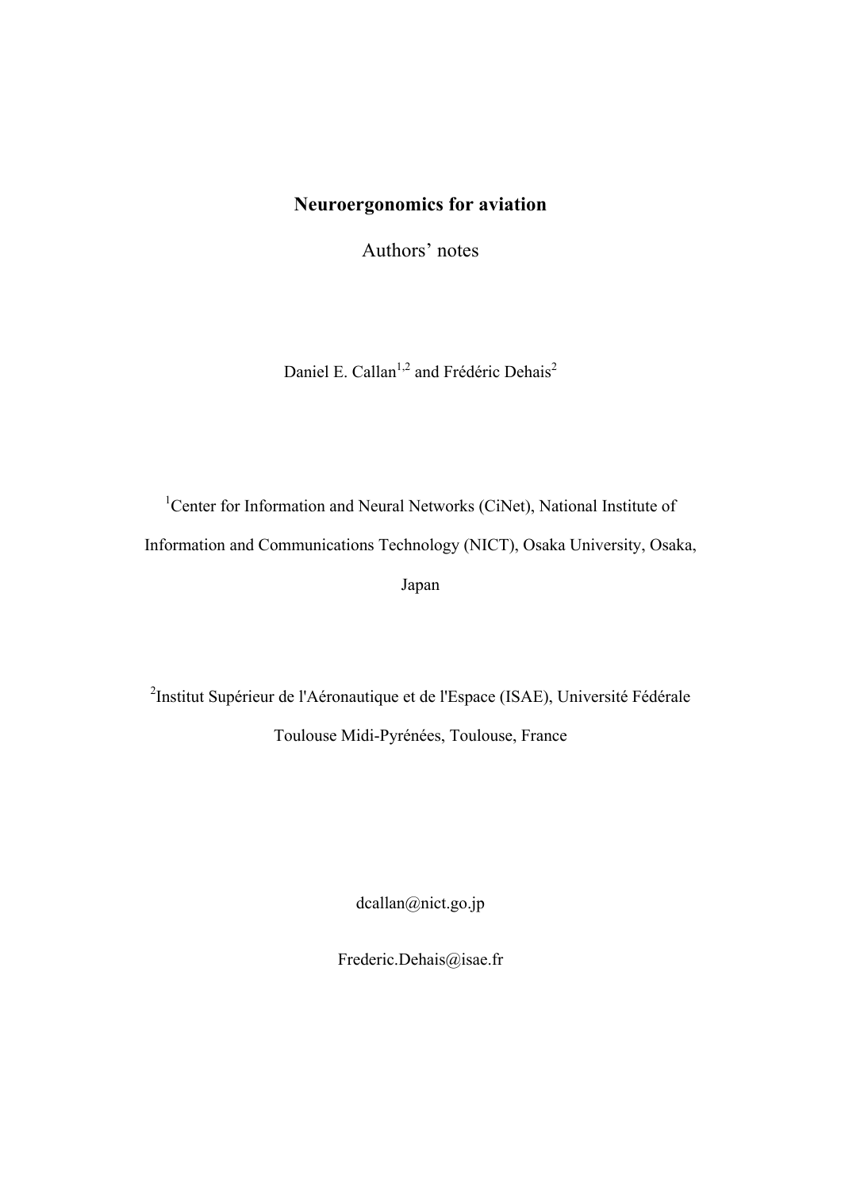# Neuroergonomics for aviation

Authors' notes

Daniel E. Callan[1,2] and Frédéric Dehais[2]

[1]Center for Information and Neural Networks (CiNet), National Institute of Information and Communications Technology (NICT), Osaka University, Osaka, Japan

[2]Institut Supérieur de l'Aéronautique et de l'Espace (ISAE), Université Fédérale Toulouse Midi-Pyrénées, Toulouse, France

dcallan@nict.go.jp

Frederic.Dehais@isae.fr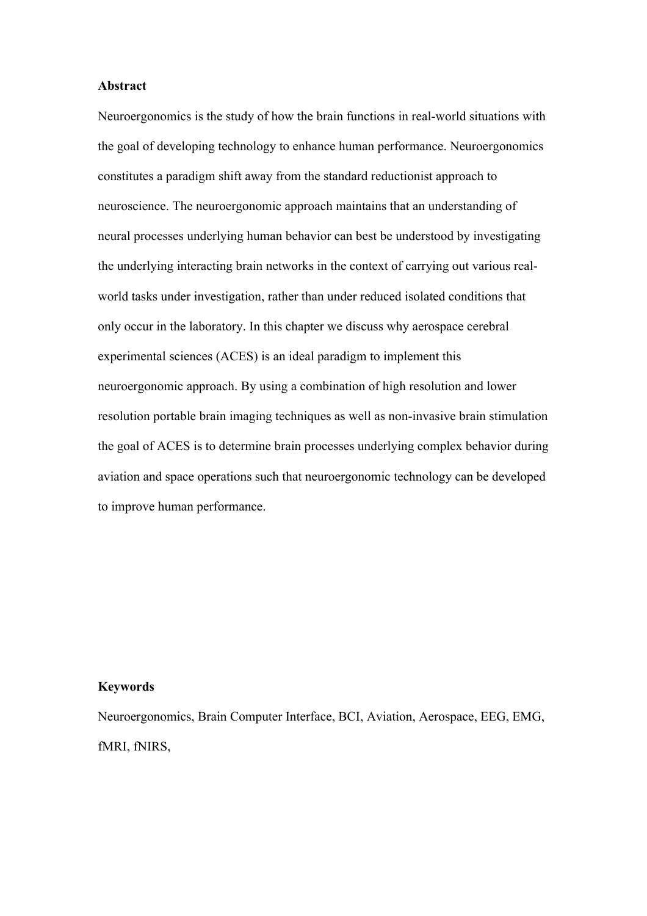**Abstract**

Neuroergonomics is the study of how the brain functions in real-world situations with the goal of developing technology to enhance human performance. Neuroergonomics constitutes a paradigm shift away from the standard reductionist approach to neuroscience. The neuroergonomic approach maintains that an understanding of neural processes underlying human behavior can best be understood by investigating the underlying interacting brain networks in the context of carrying out various real-world tasks under investigation, rather than under reduced isolated conditions that only occur in the laboratory. In this chapter we discuss why aerospace cerebral experimental sciences (ACES) is an ideal paradigm to implement this neuroergonomic approach. By using a combination of high resolution and lower resolution portable brain imaging techniques as well as non-invasive brain stimulation the goal of ACES is to determine brain processes underlying complex behavior during aviation and space operations such that neuroergonomic technology can be developed to improve human performance.

**Keywords**

Neuroergonomics, Brain Computer Interface, BCI, Aviation, Aerospace, EEG, EMG, fMRI, fNIRS,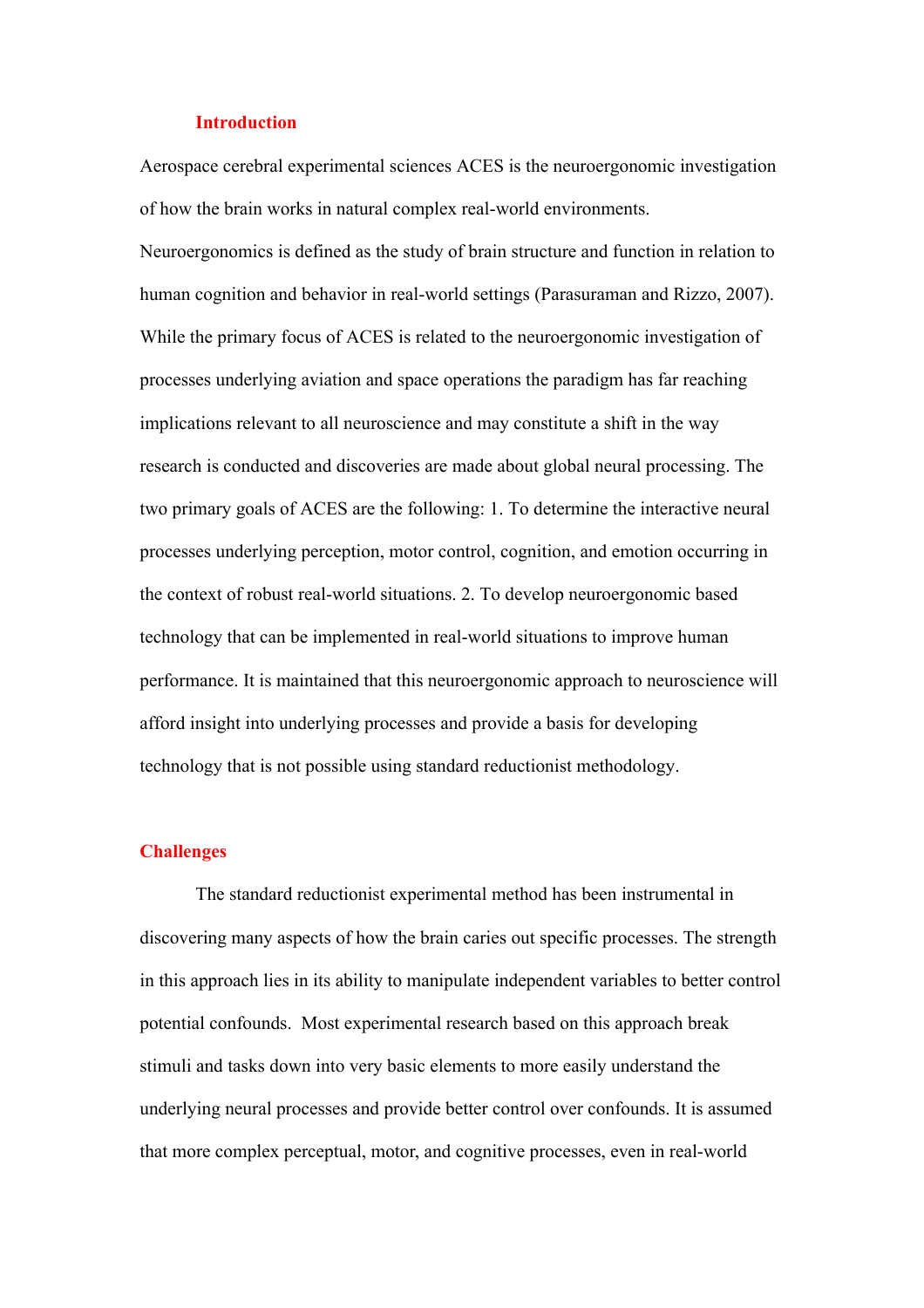## Introduction

Aerospace cerebral experimental sciences ACES is the neuroergonomic investigation of how the brain works in natural complex real-world environments. Neuroergonomics is defined as the study of brain structure and function in relation to human cognition and behavior in real-world settings (Parasuraman and Rizzo, 2007). While the primary focus of ACES is related to the neuroergonomic investigation of processes underlying aviation and space operations the paradigm has far reaching implications relevant to all neuroscience and may constitute a shift in the way research is conducted and discoveries are made about global neural processing. The two primary goals of ACES are the following: 1. To determine the interactive neural processes underlying perception, motor control, cognition, and emotion occurring in the context of robust real-world situations. 2. To develop neuroergonomic based technology that can be implemented in real-world situations to improve human performance. It is maintained that this neuroergonomic approach to neuroscience will afford insight into underlying processes and provide a basis for developing technology that is not possible using standard reductionist methodology.

## Challenges

The standard reductionist experimental method has been instrumental in discovering many aspects of how the brain caries out specific processes. The strength in this approach lies in its ability to manipulate independent variables to better control potential confounds. Most experimental research based on this approach break stimuli and tasks down into very basic elements to more easily understand the underlying neural processes and provide better control over confounds. It is assumed that more complex perceptual, motor, and cognitive processes, even in real-world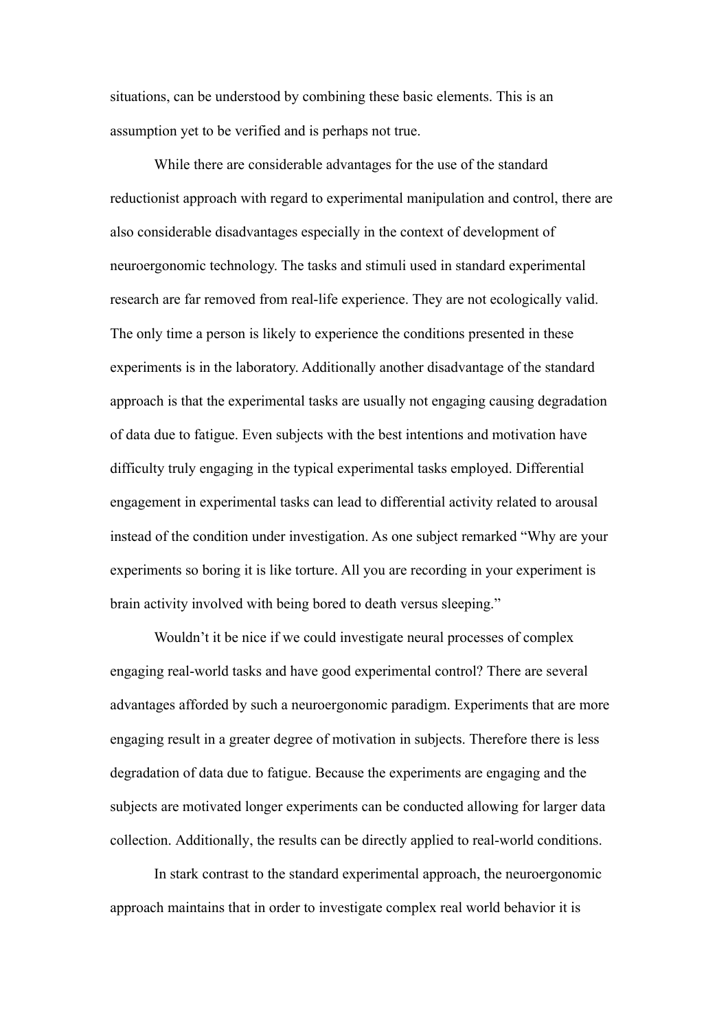situations, can be understood by combining these basic elements. This is an assumption yet to be verified and is perhaps not true.

While there are considerable advantages for the use of the standard reductionist approach with regard to experimental manipulation and control, there are also considerable disadvantages especially in the context of development of neuroergonomic technology. The tasks and stimuli used in standard experimental research are far removed from real-life experience. They are not ecologically valid. The only time a person is likely to experience the conditions presented in these experiments is in the laboratory. Additionally another disadvantage of the standard approach is that the experimental tasks are usually not engaging causing degradation of data due to fatigue. Even subjects with the best intentions and motivation have difficulty truly engaging in the typical experimental tasks employed. Differential engagement in experimental tasks can lead to differential activity related to arousal instead of the condition under investigation. As one subject remarked "Why are your experiments so boring it is like torture. All you are recording in your experiment is brain activity involved with being bored to death versus sleeping."

Wouldn't it be nice if we could investigate neural processes of complex engaging real-world tasks and have good experimental control? There are several advantages afforded by such a neuroergonomic paradigm. Experiments that are more engaging result in a greater degree of motivation in subjects. Therefore there is less degradation of data due to fatigue. Because the experiments are engaging and the subjects are motivated longer experiments can be conducted allowing for larger data collection. Additionally, the results can be directly applied to real-world conditions.

In stark contrast to the standard experimental approach, the neuroergonomic approach maintains that in order to investigate complex real world behavior it is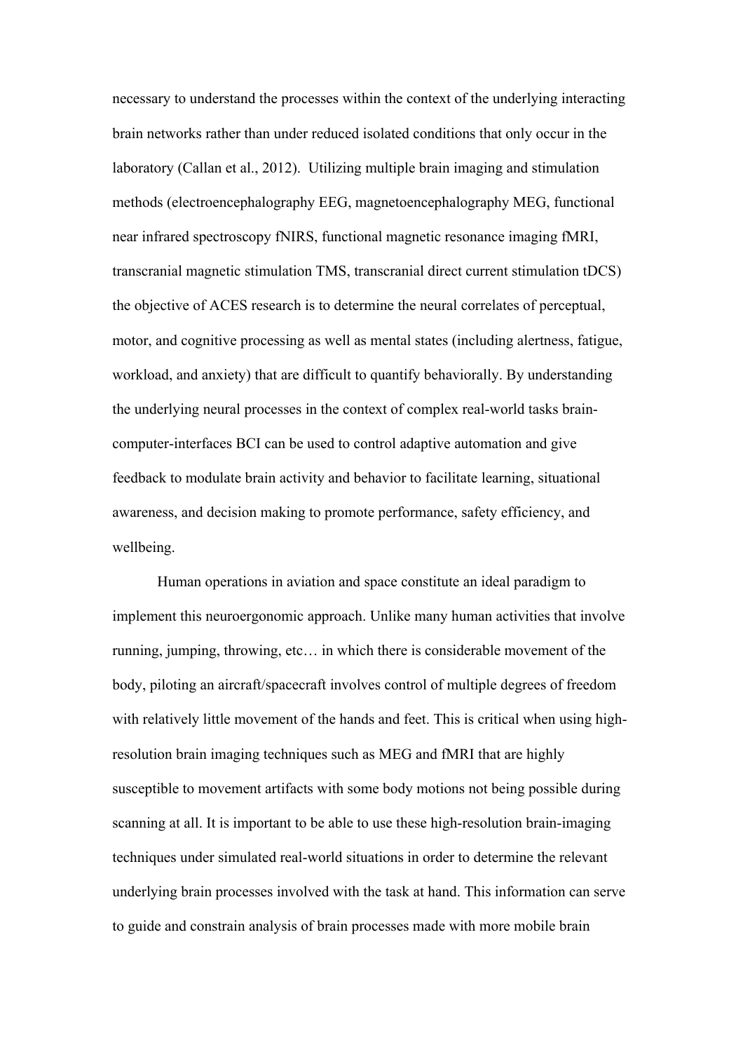necessary to understand the processes within the context of the underlying interacting brain networks rather than under reduced isolated conditions that only occur in the laboratory (Callan et al., 2012). Utilizing multiple brain imaging and stimulation methods (electroencephalography EEG, magnetoencephalography MEG, functional near infrared spectroscopy fNIRS, functional magnetic resonance imaging fMRI, transcranial magnetic stimulation TMS, transcranial direct current stimulation tDCS) the objective of ACES research is to determine the neural correlates of perceptual, motor, and cognitive processing as well as mental states (including alertness, fatigue, workload, and anxiety) that are difficult to quantify behaviorally. By understanding the underlying neural processes in the context of complex real-world tasks brain-computer-interfaces BCI can be used to control adaptive automation and give feedback to modulate brain activity and behavior to facilitate learning, situational awareness, and decision making to promote performance, safety efficiency, and wellbeing.

Human operations in aviation and space constitute an ideal paradigm to implement this neuroergonomic approach. Unlike many human activities that involve running, jumping, throwing, etc… in which there is considerable movement of the body, piloting an aircraft/spacecraft involves control of multiple degrees of freedom with relatively little movement of the hands and feet. This is critical when using high-resolution brain imaging techniques such as MEG and fMRI that are highly susceptible to movement artifacts with some body motions not being possible during scanning at all. It is important to be able to use these high-resolution brain-imaging techniques under simulated real-world situations in order to determine the relevant underlying brain processes involved with the task at hand. This information can serve to guide and constrain analysis of brain processes made with more mobile brain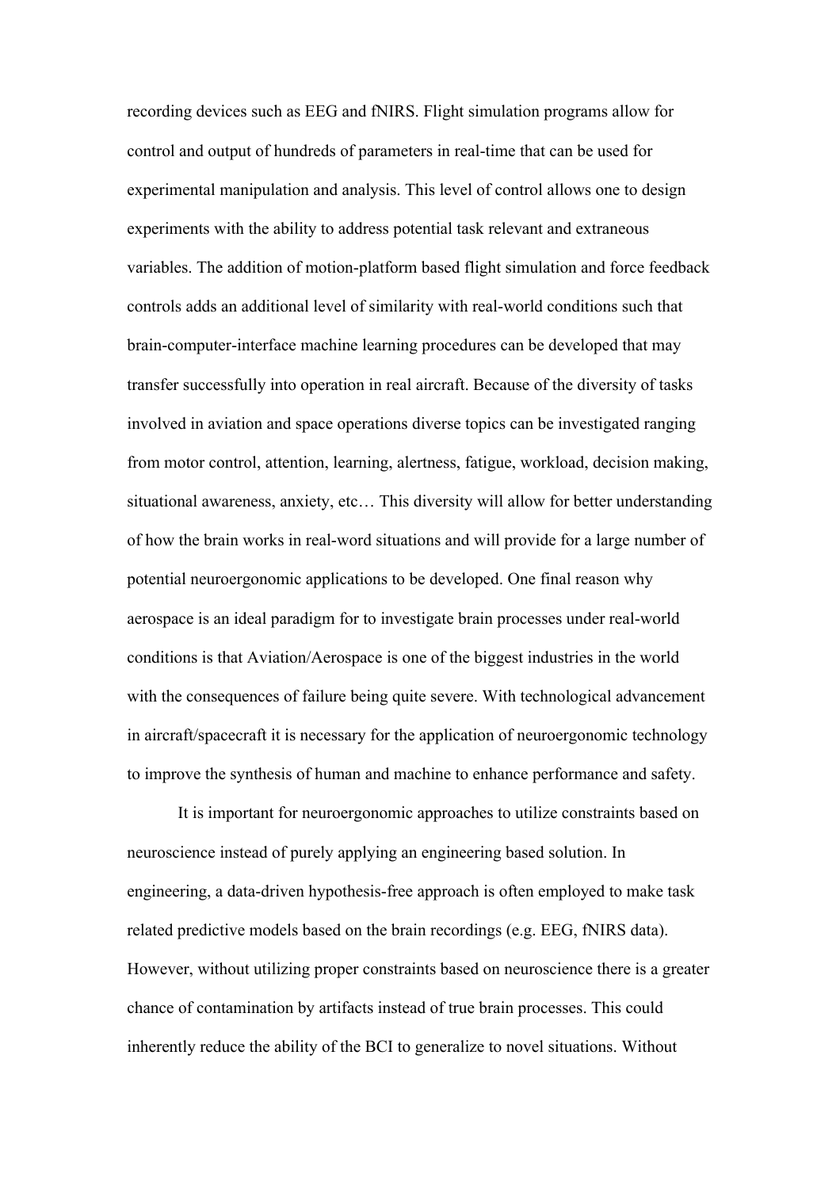recording devices such as EEG and fNIRS. Flight simulation programs allow for control and output of hundreds of parameters in real-time that can be used for experimental manipulation and analysis. This level of control allows one to design experiments with the ability to address potential task relevant and extraneous variables. The addition of motion-platform based flight simulation and force feedback controls adds an additional level of similarity with real-world conditions such that brain-computer-interface machine learning procedures can be developed that may transfer successfully into operation in real aircraft. Because of the diversity of tasks involved in aviation and space operations diverse topics can be investigated ranging from motor control, attention, learning, alertness, fatigue, workload, decision making, situational awareness, anxiety, etc… This diversity will allow for better understanding of how the brain works in real-word situations and will provide for a large number of potential neuroergonomic applications to be developed. One final reason why aerospace is an ideal paradigm for to investigate brain processes under real-world conditions is that Aviation/Aerospace is one of the biggest industries in the world with the consequences of failure being quite severe. With technological advancement in aircraft/spacecraft it is necessary for the application of neuroergonomic technology to improve the synthesis of human and machine to enhance performance and safety.

It is important for neuroergonomic approaches to utilize constraints based on neuroscience instead of purely applying an engineering based solution. In engineering, a data-driven hypothesis-free approach is often employed to make task related predictive models based on the brain recordings (e.g. EEG, fNIRS data). However, without utilizing proper constraints based on neuroscience there is a greater chance of contamination by artifacts instead of true brain processes. This could inherently reduce the ability of the BCI to generalize to novel situations. Without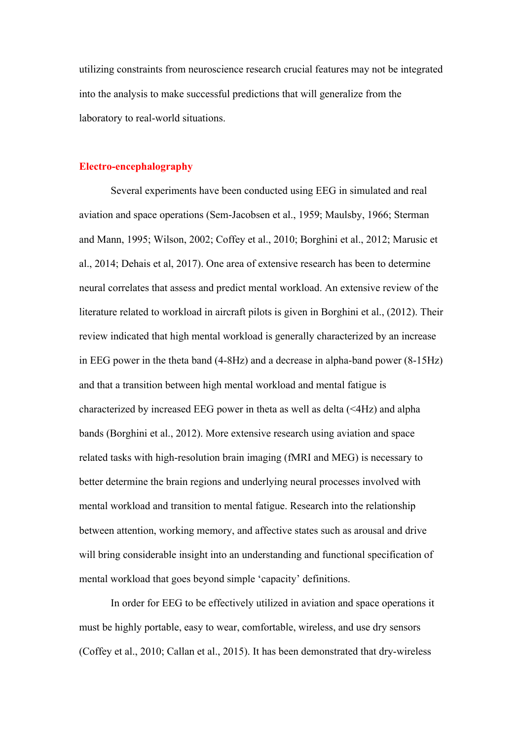utilizing constraints from neuroscience research crucial features may not be integrated into the analysis to make successful predictions that will generalize from the laboratory to real-world situations.

## Electro-encephalography

Several experiments have been conducted using EEG in simulated and real aviation and space operations (Sem-Jacobsen et al., 1959; Maulsby, 1966; Sterman and Mann, 1995; Wilson, 2002; Coffey et al., 2010; Borghini et al., 2012; Marusic et al., 2014; Dehais et al, 2017). One area of extensive research has been to determine neural correlates that assess and predict mental workload. An extensive review of the literature related to workload in aircraft pilots is given in Borghini et al., (2012). Their review indicated that high mental workload is generally characterized by an increase in EEG power in the theta band (4-8Hz) and a decrease in alpha-band power (8-15Hz) and that a transition between high mental workload and mental fatigue is characterized by increased EEG power in theta as well as delta (<4Hz) and alpha bands (Borghini et al., 2012). More extensive research using aviation and space related tasks with high-resolution brain imaging (fMRI and MEG) is necessary to better determine the brain regions and underlying neural processes involved with mental workload and transition to mental fatigue. Research into the relationship between attention, working memory, and affective states such as arousal and drive will bring considerable insight into an understanding and functional specification of mental workload that goes beyond simple 'capacity' definitions.

In order for EEG to be effectively utilized in aviation and space operations it must be highly portable, easy to wear, comfortable, wireless, and use dry sensors (Coffey et al., 2010; Callan et al., 2015). It has been demonstrated that dry-wireless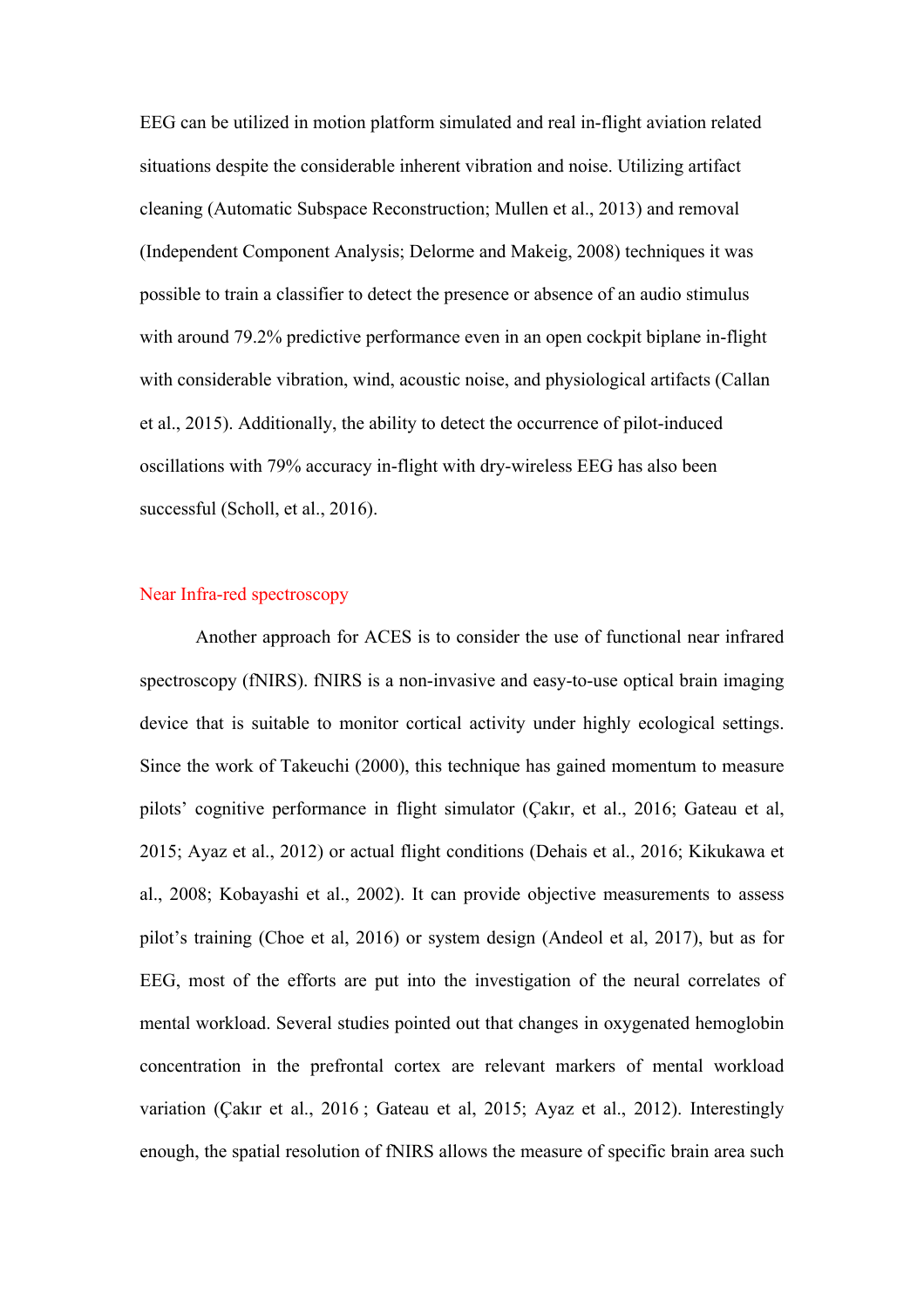EEG can be utilized in motion platform simulated and real in-flight aviation related situations despite the considerable inherent vibration and noise. Utilizing artifact cleaning (Automatic Subspace Reconstruction; Mullen et al., 2013) and removal (Independent Component Analysis; Delorme and Makeig, 2008) techniques it was possible to train a classifier to detect the presence or absence of an audio stimulus with around 79.2% predictive performance even in an open cockpit biplane in-flight with considerable vibration, wind, acoustic noise, and physiological artifacts (Callan et al., 2015). Additionally, the ability to detect the occurrence of pilot-induced oscillations with 79% accuracy in-flight with dry-wireless EEG has also been successful (Scholl, et al., 2016).

## Near Infra-red spectroscopy

Another approach for ACES is to consider the use of functional near infrared spectroscopy (fNIRS). fNIRS is a non-invasive and easy-to-use optical brain imaging device that is suitable to monitor cortical activity under highly ecological settings. Since the work of Takeuchi (2000), this technique has gained momentum to measure pilots' cognitive performance in flight simulator (Çakır, et al., 2016; Gateau et al, 2015; Ayaz et al., 2012) or actual flight conditions (Dehais et al., 2016; Kikukawa et al., 2008; Kobayashi et al., 2002). It can provide objective measurements to assess pilot's training (Choe et al, 2016) or system design (Andeol et al, 2017), but as for EEG, most of the efforts are put into the investigation of the neural correlates of mental workload. Several studies pointed out that changes in oxygenated hemoglobin concentration in the prefrontal cortex are relevant markers of mental workload variation (Çakır et al., 2016 ; Gateau et al, 2015; Ayaz et al., 2012). Interestingly enough, the spatial resolution of fNIRS allows the measure of specific brain area such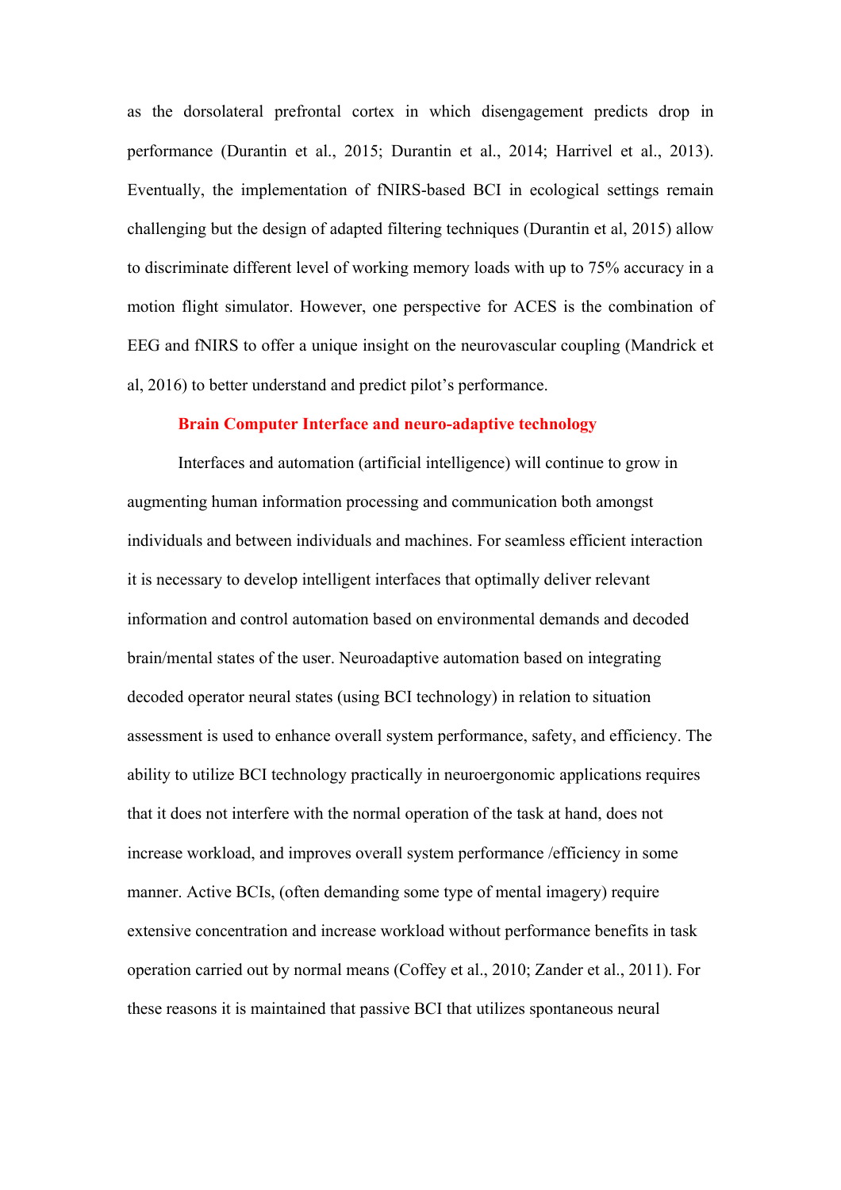as the dorsolateral prefrontal cortex in which disengagement predicts drop in performance (Durantin et al., 2015; Durantin et al., 2014; Harrivel et al., 2013). Eventually, the implementation of fNIRS-based BCI in ecological settings remain challenging but the design of adapted filtering techniques (Durantin et al, 2015) allow to discriminate different level of working memory loads with up to 75% accuracy in a motion flight simulator. However, one perspective for ACES is the combination of EEG and fNIRS to offer a unique insight on the neurovascular coupling (Mandrick et al, 2016) to better understand and predict pilot's performance.

## Brain Computer Interface and neuro-adaptive technology

Interfaces and automation (artificial intelligence) will continue to grow in augmenting human information processing and communication both amongst individuals and between individuals and machines. For seamless efficient interaction it is necessary to develop intelligent interfaces that optimally deliver relevant information and control automation based on environmental demands and decoded brain/mental states of the user. Neuroadaptive automation based on integrating decoded operator neural states (using BCI technology) in relation to situation assessment is used to enhance overall system performance, safety, and efficiency. The ability to utilize BCI technology practically in neuroergonomic applications requires that it does not interfere with the normal operation of the task at hand, does not increase workload, and improves overall system performance /efficiency in some manner. Active BCIs, (often demanding some type of mental imagery) require extensive concentration and increase workload without performance benefits in task operation carried out by normal means (Coffey et al., 2010; Zander et al., 2011). For these reasons it is maintained that passive BCI that utilizes spontaneous neural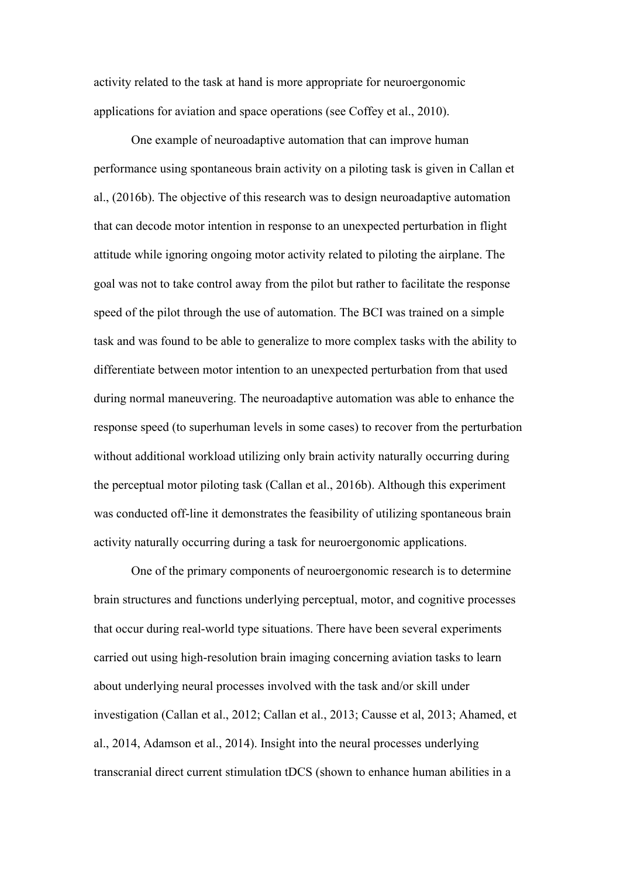activity related to the task at hand is more appropriate for neuroergonomic applications for aviation and space operations (see Coffey et al., 2010).

One example of neuroadaptive automation that can improve human performance using spontaneous brain activity on a piloting task is given in Callan et al., (2016b). The objective of this research was to design neuroadaptive automation that can decode motor intention in response to an unexpected perturbation in flight attitude while ignoring ongoing motor activity related to piloting the airplane. The goal was not to take control away from the pilot but rather to facilitate the response speed of the pilot through the use of automation. The BCI was trained on a simple task and was found to be able to generalize to more complex tasks with the ability to differentiate between motor intention to an unexpected perturbation from that used during normal maneuvering. The neuroadaptive automation was able to enhance the response speed (to superhuman levels in some cases) to recover from the perturbation without additional workload utilizing only brain activity naturally occurring during the perceptual motor piloting task (Callan et al., 2016b). Although this experiment was conducted off-line it demonstrates the feasibility of utilizing spontaneous brain activity naturally occurring during a task for neuroergonomic applications.

One of the primary components of neuroergonomic research is to determine brain structures and functions underlying perceptual, motor, and cognitive processes that occur during real-world type situations. There have been several experiments carried out using high-resolution brain imaging concerning aviation tasks to learn about underlying neural processes involved with the task and/or skill under investigation (Callan et al., 2012; Callan et al., 2013; Causse et al, 2013; Ahamed, et al., 2014, Adamson et al., 2014). Insight into the neural processes underlying transcranial direct current stimulation tDCS (shown to enhance human abilities in a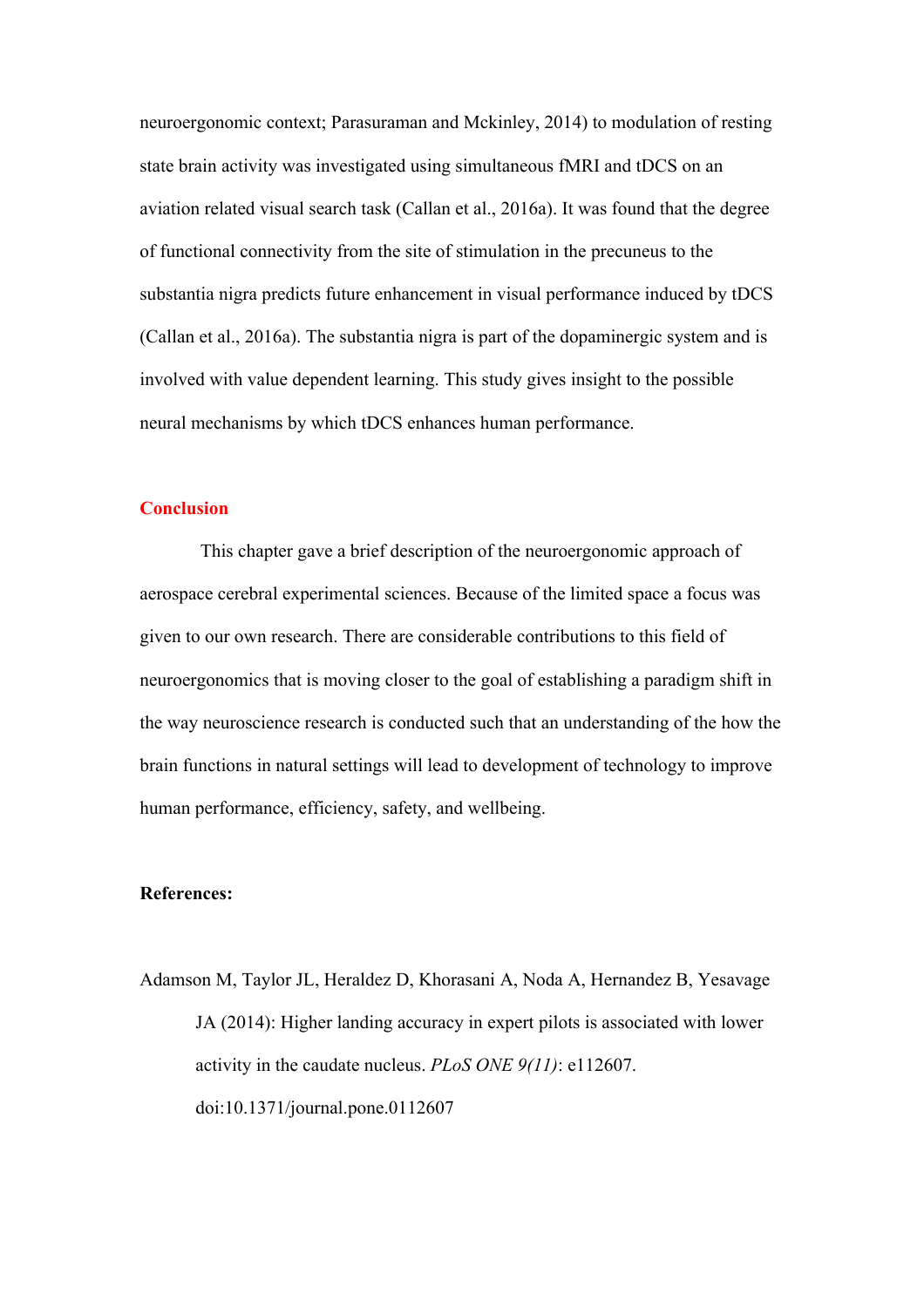neuroergonomic context; Parasuraman and Mckinley, 2014) to modulation of resting state brain activity was investigated using simultaneous fMRI and tDCS on an aviation related visual search task (Callan et al., 2016a). It was found that the degree of functional connectivity from the site of stimulation in the precuneus to the substantia nigra predicts future enhancement in visual performance induced by tDCS (Callan et al., 2016a). The substantia nigra is part of the dopaminergic system and is involved with value dependent learning. This study gives insight to the possible neural mechanisms by which tDCS enhances human performance.

## Conclusion

This chapter gave a brief description of the neuroergonomic approach of aerospace cerebral experimental sciences. Because of the limited space a focus was given to our own research. There are considerable contributions to this field of neuroergonomics that is moving closer to the goal of establishing a paradigm shift in the way neuroscience research is conducted such that an understanding of the how the brain functions in natural settings will lead to development of technology to improve human performance, efficiency, safety, and wellbeing.

**References:**

Adamson M, Taylor JL, Heraldez D, Khorasani A, Noda A, Hernandez B, Yesavage JA (2014): Higher landing accuracy in expert pilots is associated with lower activity in the caudate nucleus. *PLoS ONE 9(11)*: e112607. doi:10.1371/journal.pone.0112607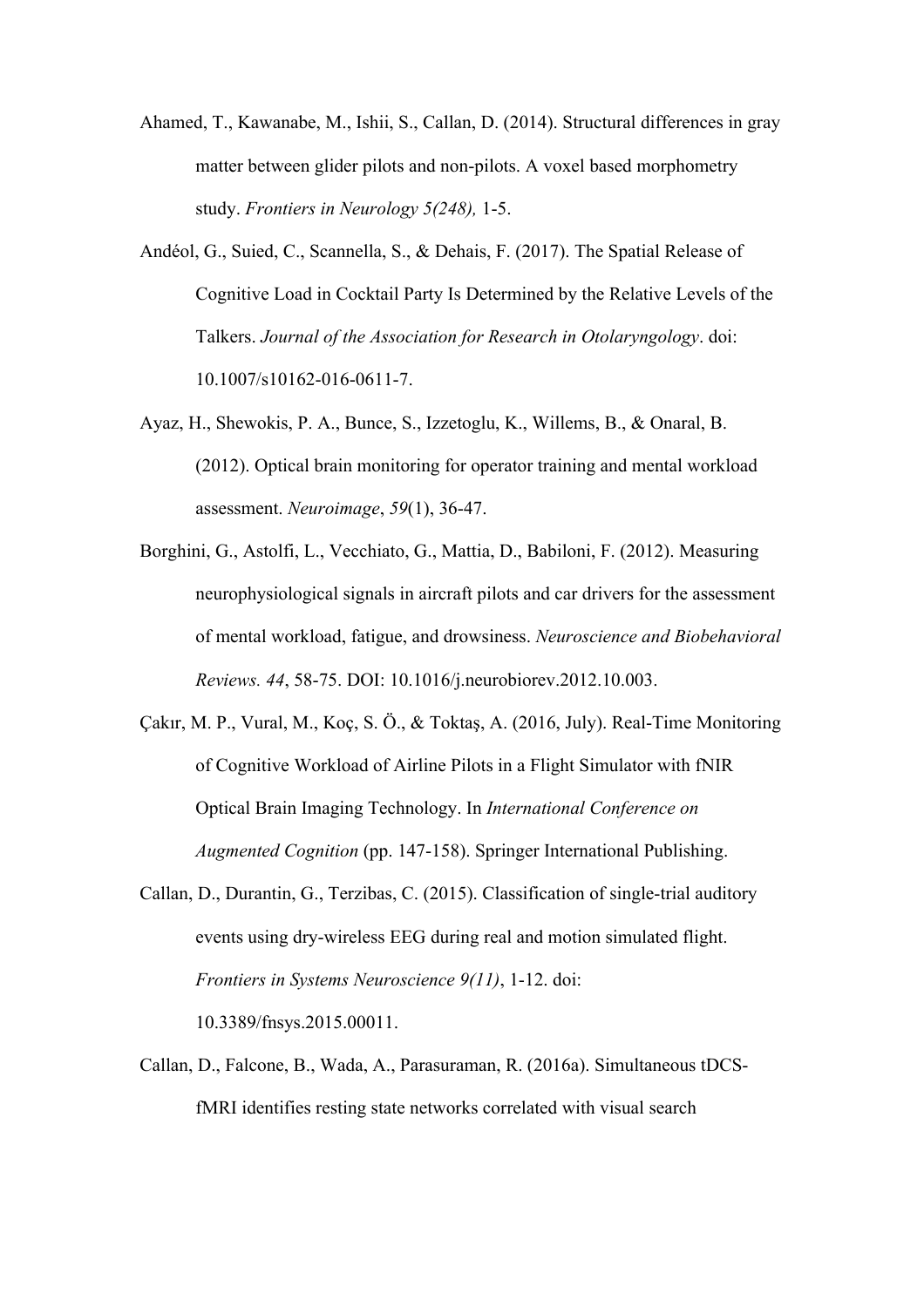Ahamed, T., Kawanabe, M., Ishii, S., Callan, D. (2014). Structural differences in gray matter between glider pilots and non-pilots. A voxel based morphometry study. *Frontiers in Neurology 5(248),* 1-5.

Andéol, G., Suied, C., Scannella, S., & Dehais, F. (2017). The Spatial Release of Cognitive Load in Cocktail Party Is Determined by the Relative Levels of the Talkers. *Journal of the Association for Research in Otolaryngology*. doi: 10.1007/s10162-016-0611-7.

Ayaz, H., Shewokis, P. A., Bunce, S., Izzetoglu, K., Willems, B., & Onaral, B. (2012). Optical brain monitoring for operator training and mental workload assessment. *Neuroimage*, *59*(1), 36-47.

Borghini, G., Astolfi, L., Vecchiato, G., Mattia, D., Babiloni, F. (2012). Measuring neurophysiological signals in aircraft pilots and car drivers for the assessment of mental workload, fatigue, and drowsiness. *Neuroscience and Biobehavioral Reviews. 44*, 58-75. DOI: 10.1016/j.neurobiorev.2012.10.003.

Çakır, M. P., Vural, M., Koç, S. Ö., & Toktaş, A. (2016, July). Real-Time Monitoring of Cognitive Workload of Airline Pilots in a Flight Simulator with fNIR Optical Brain Imaging Technology. In *International Conference on Augmented Cognition* (pp. 147-158). Springer International Publishing.

Callan, D., Durantin, G., Terzibas, C. (2015). Classification of single-trial auditory events using dry-wireless EEG during real and motion simulated flight. *Frontiers in Systems Neuroscience 9(11)*, 1-12. doi: 10.3389/fnsys.2015.00011.

Callan, D., Falcone, B., Wada, A., Parasuraman, R. (2016a). Simultaneous tDCS-fMRI identifies resting state networks correlated with visual search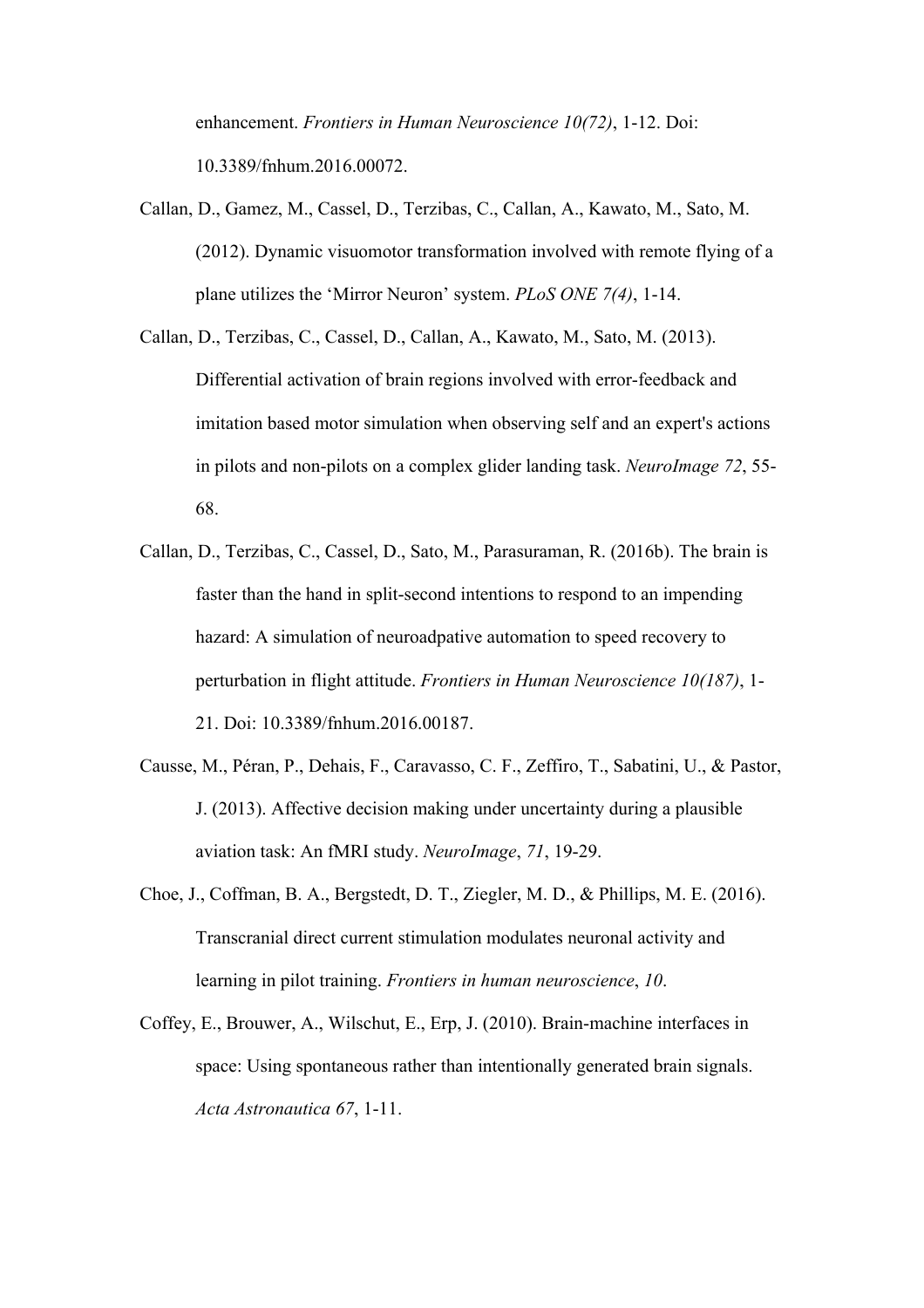enhancement. *Frontiers in Human Neuroscience 10(72)*, 1-12. Doi: 10.3389/fnhum.2016.00072.

Callan, D., Gamez, M., Cassel, D., Terzibas, C., Callan, A., Kawato, M., Sato, M. (2012). Dynamic visuomotor transformation involved with remote flying of a plane utilizes the 'Mirror Neuron' system. *PLoS ONE 7(4)*, 1-14.

Callan, D., Terzibas, C., Cassel, D., Callan, A., Kawato, M., Sato, M. (2013). Differential activation of brain regions involved with error-feedback and imitation based motor simulation when observing self and an expert's actions in pilots and non-pilots on a complex glider landing task. *NeuroImage 72*, 55-68.

Callan, D., Terzibas, C., Cassel, D., Sato, M., Parasuraman, R. (2016b). The brain is faster than the hand in split-second intentions to respond to an impending hazard: A simulation of neuroadpative automation to speed recovery to perturbation in flight attitude. *Frontiers in Human Neuroscience 10(187)*, 1-21. Doi: 10.3389/fnhum.2016.00187.

Causse, M., Péran, P., Dehais, F., Caravasso, C. F., Zeffiro, T., Sabatini, U., & Pastor, J. (2013). Affective decision making under uncertainty during a plausible aviation task: An fMRI study. *NeuroImage*, *71*, 19-29.

Choe, J., Coffman, B. A., Bergstedt, D. T., Ziegler, M. D., & Phillips, M. E. (2016). Transcranial direct current stimulation modulates neuronal activity and learning in pilot training. *Frontiers in human neuroscience*, *10*.

Coffey, E., Brouwer, A., Wilschut, E., Erp, J. (2010). Brain-machine interfaces in space: Using spontaneous rather than intentionally generated brain signals. *Acta Astronautica 67*, 1-11.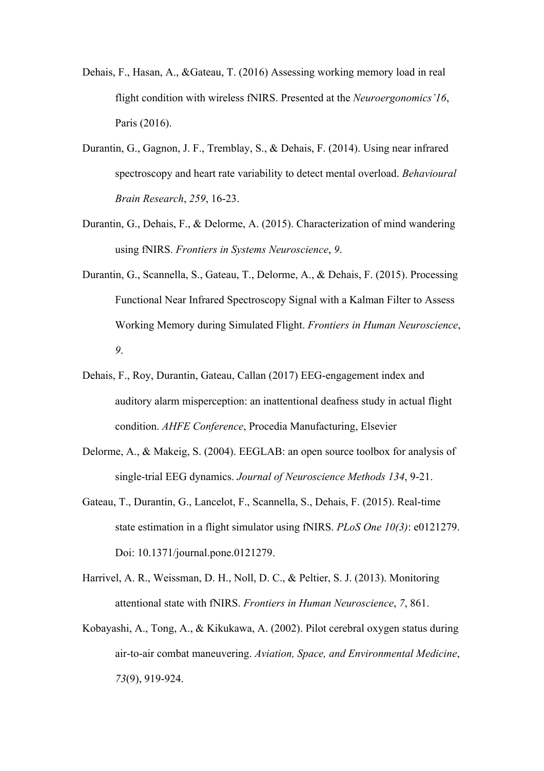Dehais, F., Hasan, A., &Gateau, T. (2016) Assessing working memory load in real flight condition with wireless fNIRS. Presented at the *Neuroergonomics'16*, Paris (2016).

Durantin, G., Gagnon, J. F., Tremblay, S., & Dehais, F. (2014). Using near infrared spectroscopy and heart rate variability to detect mental overload. *Behavioural Brain Research*, *259*, 16-23.

Durantin, G., Dehais, F., & Delorme, A. (2015). Characterization of mind wandering using fNIRS. *Frontiers in Systems Neuroscience*, *9*.

Durantin, G., Scannella, S., Gateau, T., Delorme, A., & Dehais, F. (2015). Processing Functional Near Infrared Spectroscopy Signal with a Kalman Filter to Assess Working Memory during Simulated Flight. *Frontiers in Human Neuroscience*, *9*.

Dehais, F., Roy, Durantin, Gateau, Callan (2017) EEG-engagement index and auditory alarm misperception: an inattentional deafness study in actual flight condition. *AHFE Conference*, Procedia Manufacturing, Elsevier

Delorme, A., & Makeig, S. (2004). EEGLAB: an open source toolbox for analysis of single-trial EEG dynamics. *Journal of Neuroscience Methods 134*, 9-21.

Gateau, T., Durantin, G., Lancelot, F., Scannella, S., Dehais, F. (2015). Real-time state estimation in a flight simulator using fNIRS. *PLoS One 10(3)*: e0121279. Doi: 10.1371/journal.pone.0121279.

Harrivel, A. R., Weissman, D. H., Noll, D. C., & Peltier, S. J. (2013). Monitoring attentional state with fNIRS. *Frontiers in Human Neuroscience*, *7*, 861.

Kobayashi, A., Tong, A., & Kikukawa, A. (2002). Pilot cerebral oxygen status during air-to-air combat maneuvering. *Aviation, Space, and Environmental Medicine*, *73*(9), 919-924.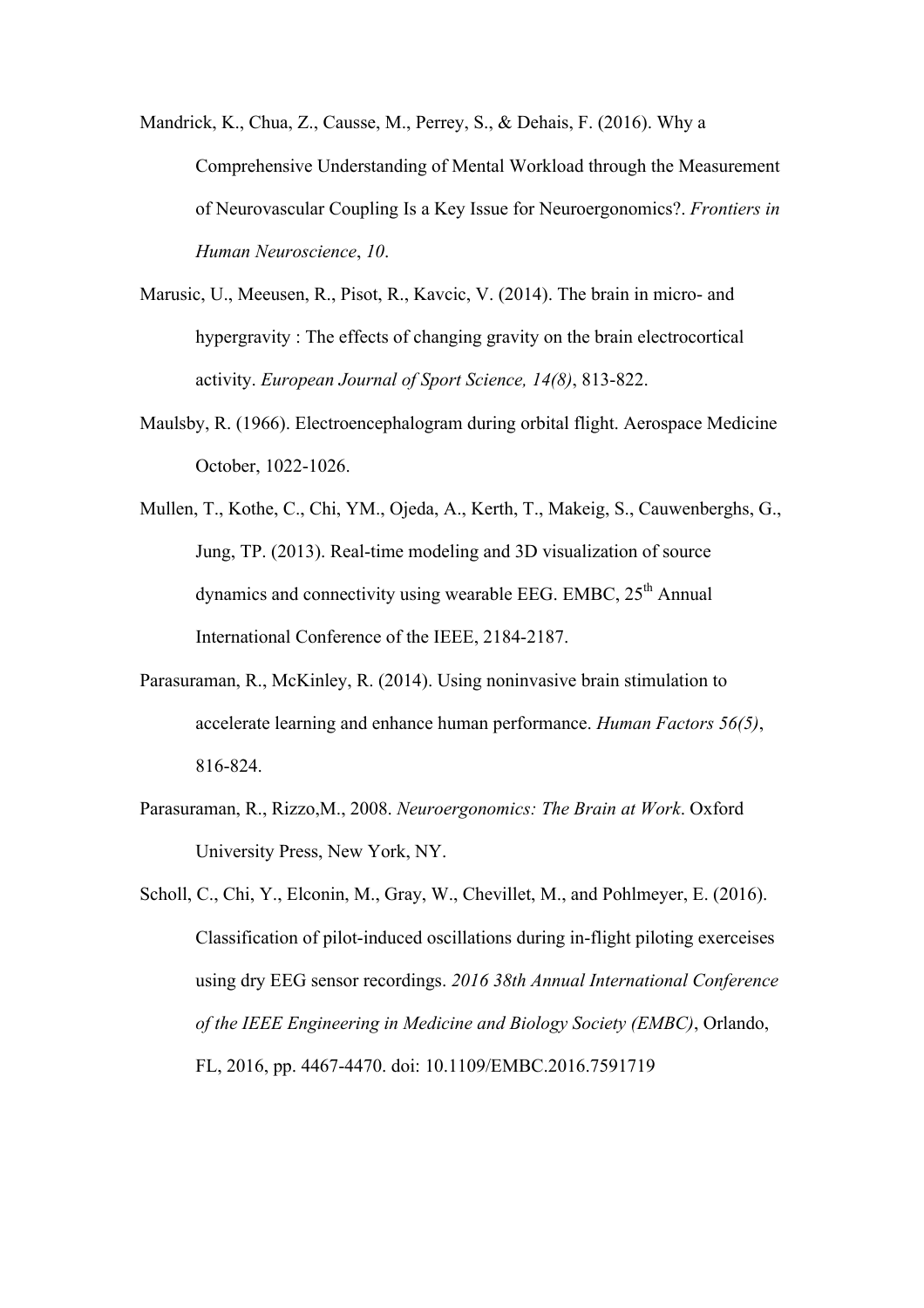Mandrick, K., Chua, Z., Causse, M., Perrey, S., & Dehais, F. (2016). Why a Comprehensive Understanding of Mental Workload through the Measurement of Neurovascular Coupling Is a Key Issue for Neuroergonomics?. *Frontiers in Human Neuroscience*, *10*.

Marusic, U., Meeusen, R., Pisot, R., Kavcic, V. (2014). The brain in micro- and hypergravity : The effects of changing gravity on the brain electrocortical activity. *European Journal of Sport Science, 14(8)*, 813-822.

Maulsby, R. (1966). Electroencephalogram during orbital flight. Aerospace Medicine October, 1022-1026.

Mullen, T., Kothe, C., Chi, YM., Ojeda, A., Kerth, T., Makeig, S., Cauwenberghs, G., Jung, TP. (2013). Real-time modeling and 3D visualization of source dynamics and connectivity using wearable EEG. EMBC, 25th Annual International Conference of the IEEE, 2184-2187.

Parasuraman, R., McKinley, R. (2014). Using noninvasive brain stimulation to accelerate learning and enhance human performance. *Human Factors 56(5)*, 816-824.

Parasuraman, R., Rizzo,M., 2008. *Neuroergonomics: The Brain at Work*. Oxford University Press, New York, NY.

Scholl, C., Chi, Y., Elconin, M., Gray, W., Chevillet, M., and Pohlmeyer, E. (2016). Classification of pilot-induced oscillations during in-flight piloting exerceises using dry EEG sensor recordings. *2016 38th Annual International Conference of the IEEE Engineering in Medicine and Biology Society (EMBC)*, Orlando, FL, 2016, pp. 4467-4470. doi: 10.1109/EMBC.2016.7591719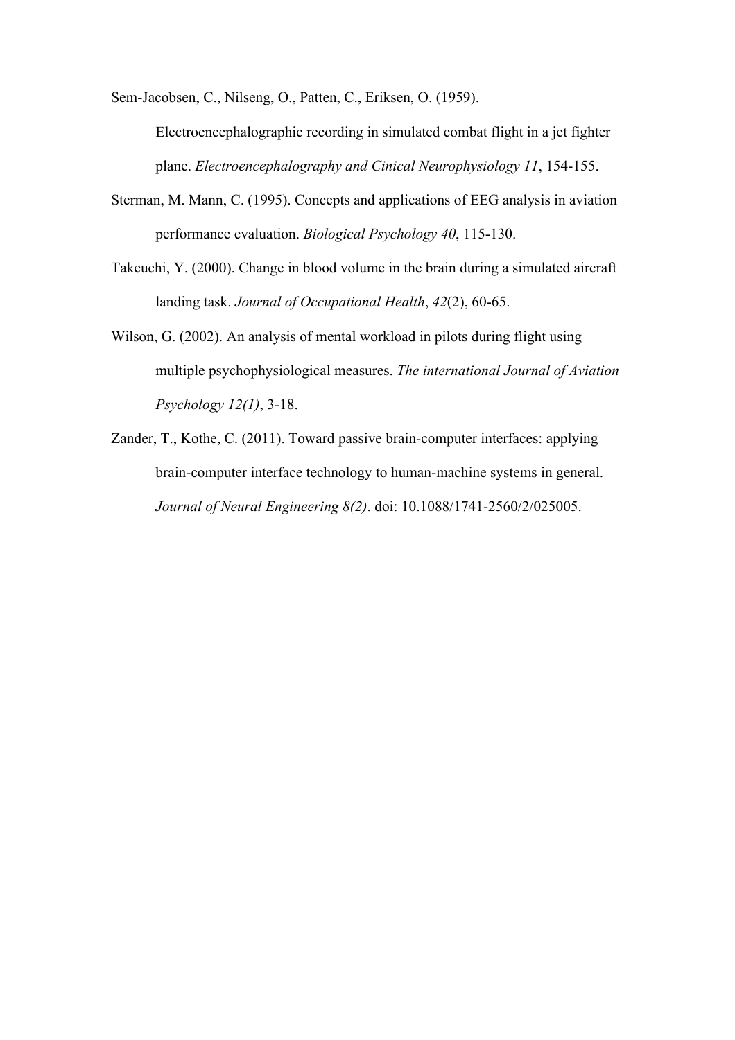Sem-Jacobsen, C., Nilseng, O., Patten, C., Eriksen, O. (1959). Electroencephalographic recording in simulated combat flight in a jet fighter plane. *Electroencephalography and Cinical Neurophysiology 11*, 154-155.

Sterman, M. Mann, C. (1995). Concepts and applications of EEG analysis in aviation performance evaluation. *Biological Psychology 40*, 115-130.

Takeuchi, Y. (2000). Change in blood volume in the brain during a simulated aircraft landing task. *Journal of Occupational Health*, *42*(2), 60-65.

Wilson, G. (2002). An analysis of mental workload in pilots during flight using multiple psychophysiological measures. *The international Journal of Aviation Psychology 12(1)*, 3-18.

Zander, T., Kothe, C. (2011). Toward passive brain-computer interfaces: applying brain-computer interface technology to human-machine systems in general. *Journal of Neural Engineering 8(2)*. doi: 10.1088/1741-2560/2/025005.